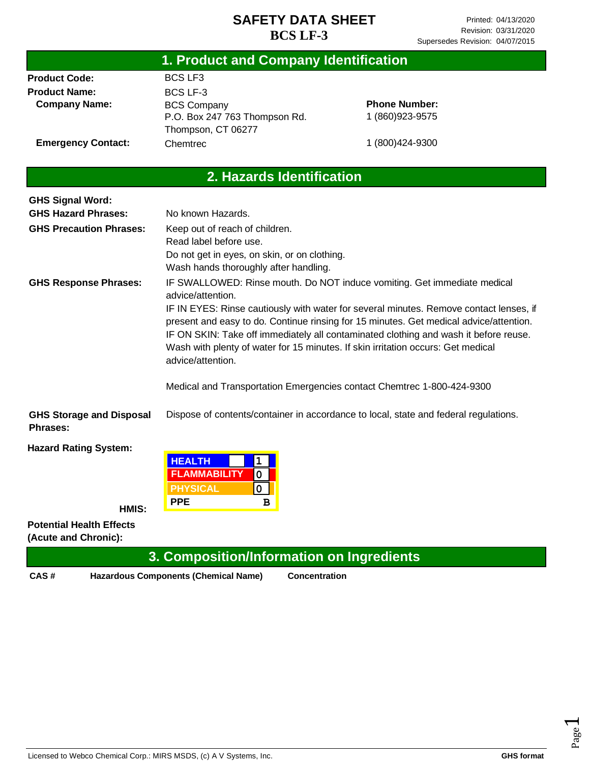# SAFETY DATA SHEET
# BCS LF-3

Printed: 04/13/2020
Revision: 03/31/2020
Supersedes Revision: 04/07/2015

## 1. Product and Company Identification

| | | |
|---|---|---|
| **Product Code:** | BCS LF3 | |
| **Product Name:** | BCS LF-3 | |
| **Company Name:** | BCS Company<br>P.O. Box 247 763 Thompson Rd.<br>Thompson, CT 06277 | **Phone Number:**<br>1 (860)923-9575 |
| **Emergency Contact:** | Chemtrec | 1 (800)424-9300 |

## 2. Hazards Identification

**GHS Signal Word:**

**GHS Hazard Phrases:** No known Hazards.

**GHS Precaution Phrases:**
Keep out of reach of children.
Read label before use.
Do not get in eyes, on skin, or on clothing.
Wash hands thoroughly after handling.

**GHS Response Phrases:**
IF SWALLOWED: Rinse mouth. Do NOT induce vomiting. Get immediate medical advice/attention.
IF IN EYES: Rinse cautiously with water for several minutes. Remove contact lenses, if present and easy to do. Continue rinsing for 15 minutes. Get medical advice/attention.
IF ON SKIN: Take off immediately all contaminated clothing and wash it before reuse. Wash with plenty of water for 15 minutes. If skin irritation occurs: Get medical advice/attention.

Medical and Transportation Emergencies contact Chemtrec 1-800-424-9300

**GHS Storage and Disposal Phrases:** Dispose of contents/container in accordance to local, state and federal regulations.

**Hazard Rating System:**

**HMIS:**

| | |
|---|---|
| HEALTH | 1 |
| FLAMMABILITY | 0 |
| PHYSICAL | 0 |
| PPE | B |

**Potential Health Effects (Acute and Chronic):**

## 3. Composition/Information on Ingredients

| CAS # | Hazardous Components (Chemical Name) | Concentration |
|---|---|---|

Licensed to Webco Chemical Corp.: MIRS MSDS, (c) A V Systems, Inc. — GHS format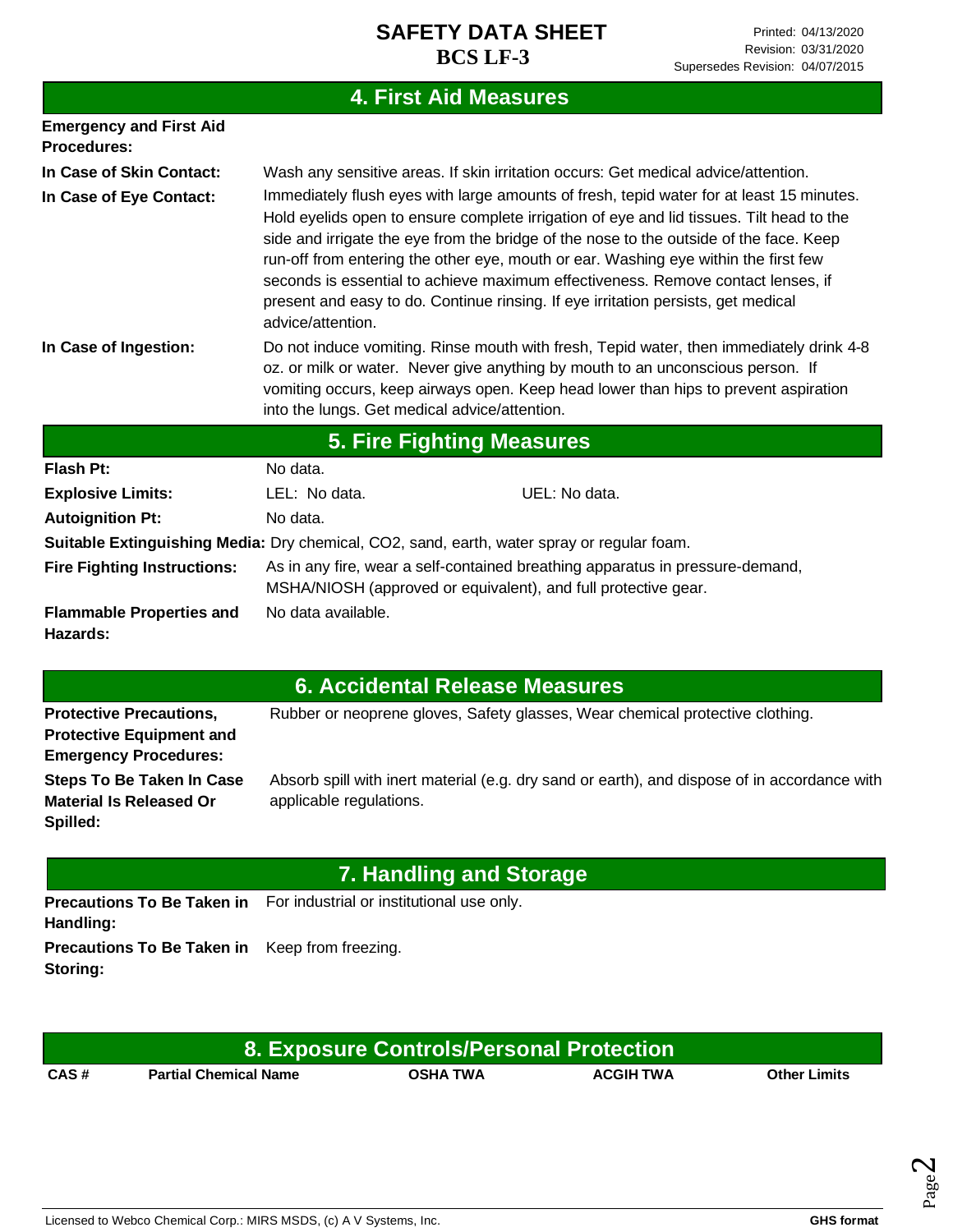## 4. First Aid Measures

**Emergency and First Aid Procedures:**

**In Case of Skin Contact:** Wash any sensitive areas. If skin irritation occurs: Get medical advice/attention.

**In Case of Eye Contact:** Immediately flush eyes with large amounts of fresh, tepid water for at least 15 minutes. Hold eyelids open to ensure complete irrigation of eye and lid tissues. Tilt head to the side and irrigate the eye from the bridge of the nose to the outside of the face. Keep run-off from entering the other eye, mouth or ear. Washing eye within the first few seconds is essential to achieve maximum effectiveness. Remove contact lenses, if present and easy to do. Continue rinsing. If eye irritation persists, get medical advice/attention.

**In Case of Ingestion:** Do not induce vomiting. Rinse mouth with fresh, Tepid water, then immediately drink 4-8 oz. or milk or water. Never give anything by mouth to an unconscious person. If vomiting occurs, keep airways open. Keep head lower than hips to prevent aspiration into the lungs. Get medical advice/attention.

## 5. Fire Fighting Measures

**Flash Pt:** No data.

**Explosive Limits:** LEL: No data. UEL: No data.

**Autoignition Pt:** No data.

**Suitable Extinguishing Media:** Dry chemical, CO2, sand, earth, water spray or regular foam.

**Fire Fighting Instructions:** As in any fire, wear a self-contained breathing apparatus in pressure-demand, MSHA/NIOSH (approved or equivalent), and full protective gear.

**Flammable Properties and Hazards:** No data available.

## 6. Accidental Release Measures

**Protective Precautions, Protective Equipment and Emergency Procedures:** Rubber or neoprene gloves, Safety glasses, Wear chemical protective clothing.

**Steps To Be Taken In Case Material Is Released Or Spilled:** Absorb spill with inert material (e.g. dry sand or earth), and dispose of in accordance with applicable regulations.

## 7. Handling and Storage

**Precautions To Be Taken in Handling:** For industrial or institutional use only.

**Precautions To Be Taken in Storing:** Keep from freezing.

## 8. Exposure Controls/Personal Protection

| CAS # | Partial Chemical Name | OSHA TWA | ACGIH TWA | Other Limits |
|---|---|---|---|---|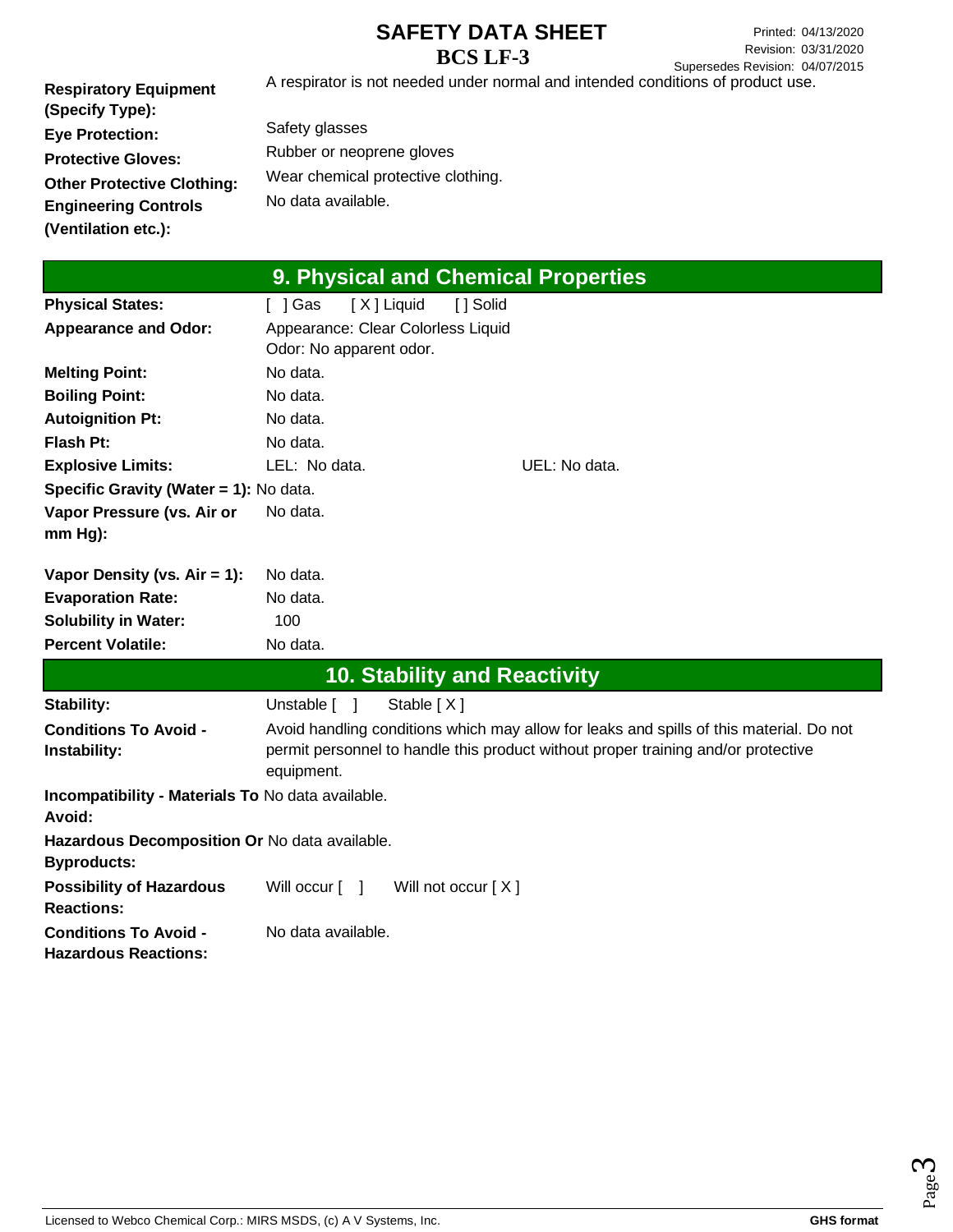**Respiratory Equipment (Specify Type):** A respirator is not needed under normal and intended conditions of product use.

**Eye Protection:** Safety glasses

**Protective Gloves:** Rubber or neoprene gloves

**Other Protective Clothing:** Wear chemical protective clothing.

**Engineering Controls (Ventilation etc.):** No data available.

## 9. Physical and Chemical Properties

**Physical States:** [ ] Gas [ X ] Liquid [ ] Solid

**Appearance and Odor:** Appearance: Clear Colorless Liquid
Odor: No apparent odor.

**Melting Point:** No data.

**Boiling Point:** No data.

**Autoignition Pt:** No data.

**Flash Pt:** No data.

**Explosive Limits:** LEL: No data. UEL: No data.

**Specific Gravity (Water = 1):** No data.

**Vapor Pressure (vs. Air or mm Hg):** No data.

**Vapor Density (vs. Air = 1):** No data.

**Evaporation Rate:** No data.

**Solubility in Water:** 100

**Percent Volatile:** No data.

## 10. Stability and Reactivity

**Stability:** Unstable [ ] Stable [ X ]

**Conditions To Avoid - Instability:** Avoid handling conditions which may allow for leaks and spills of this material. Do not permit personnel to handle this product without proper training and/or protective equipment.

**Incompatibility - Materials To Avoid:** No data available.

**Hazardous Decomposition Or Byproducts:** No data available.

**Possibility of Hazardous Reactions:** Will occur [ ] Will not occur [ X ]

**Conditions To Avoid - Hazardous Reactions:** No data available.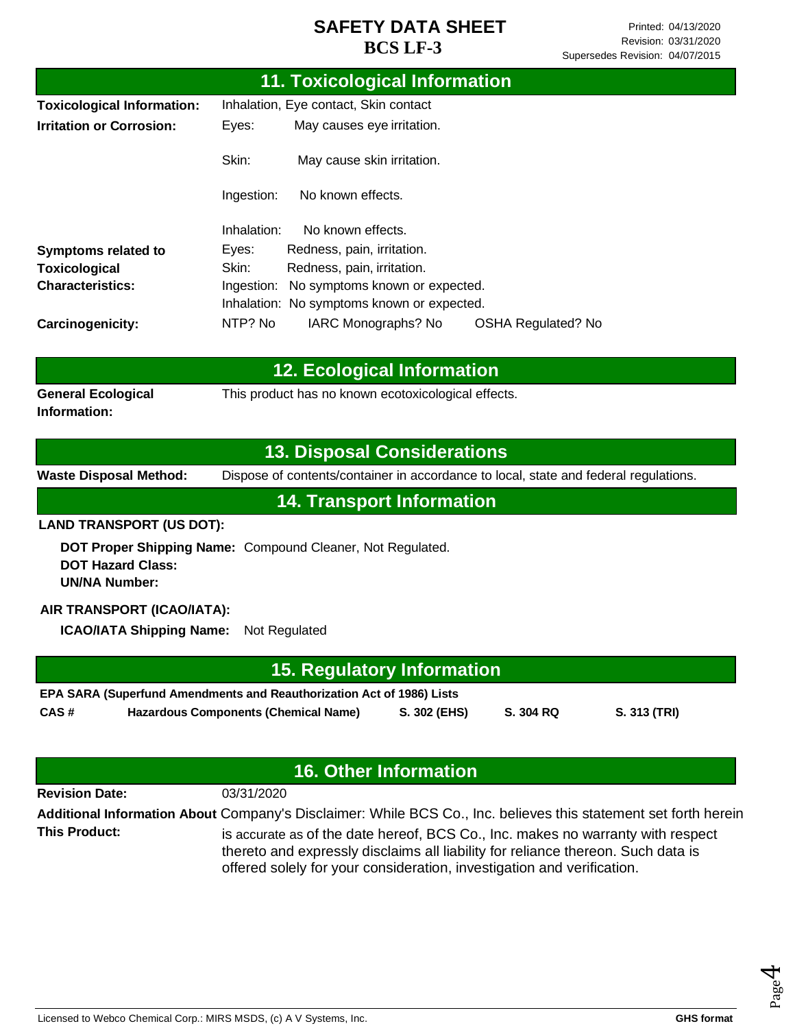## 11. Toxicological Information

**Toxicological Information:** Inhalation, Eye contact, Skin contact

**Irritation or Corrosion:**
- Eyes: May causes eye irritation.
- Skin: May cause skin irritation.
- Ingestion: No known effects.
- Inhalation: No known effects.

**Symptoms related to Toxicological Characteristics:**
- Eyes: Redness, pain, irritation.
- Skin: Redness, pain, irritation.
- Ingestion: No symptoms known or expected.
- Inhalation: No symptoms known or expected.

**Carcinogenicity:** NTP? No IARC Monographs? No OSHA Regulated? No

## 12. Ecological Information

**General Ecological Information:** This product has no known ecotoxicological effects.

## 13. Disposal Considerations

**Waste Disposal Method:** Dispose of contents/container in accordance to local, state and federal regulations.

## 14. Transport Information

**LAND TRANSPORT (US DOT):**

**DOT Proper Shipping Name:** Compound Cleaner, Not Regulated.
**DOT Hazard Class:**
**UN/NA Number:**

**AIR TRANSPORT (ICAO/IATA):**

**ICAO/IATA Shipping Name:** Not Regulated

## 15. Regulatory Information

**EPA SARA (Superfund Amendments and Reauthorization Act of 1986) Lists**

| CAS # | Hazardous Components (Chemical Name) | S. 302 (EHS) | S. 304 RQ | S. 313 (TRI) |
|---|---|---|---|---|

## 16. Other Information

**Revision Date:** 03/31/2020

**Additional Information About This Product:** Company's Disclaimer: While BCS Co., Inc. believes this statement set forth herein is accurate as of the date hereof, BCS Co., Inc. makes no warranty with respect thereto and expressly disclaims all liability for reliance thereon. Such data is offered solely for your consideration, investigation and verification.